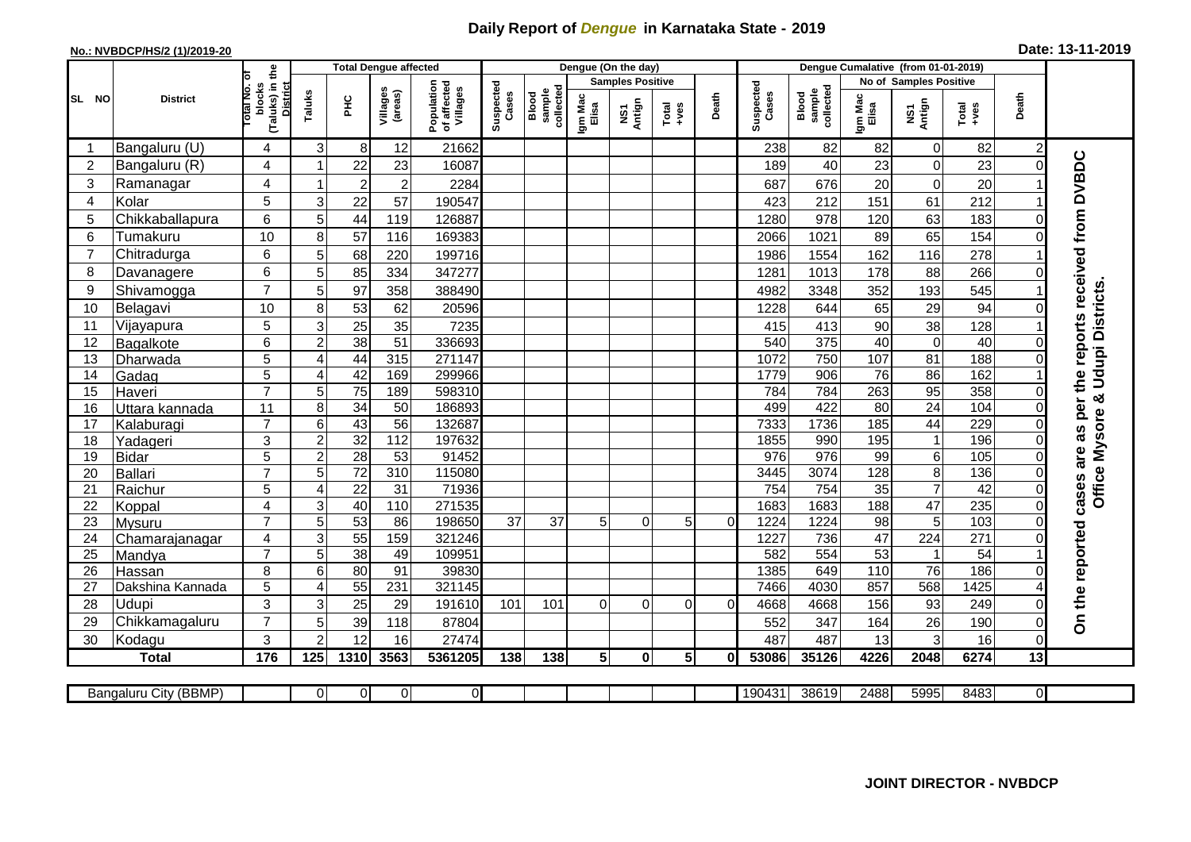# Daily Report of *Dengue* in Karnataka State - 2019

**No.: NVBDCP/HS/2 (1)/2019-20**

**Date: 13-11-2019**

| SL NO | District | Total No. of blocks (Taluks) in the District | Total Dengue affected | | | | Dengue (On the day) | | | | | | Dengue Cumalative (from 01-01-2019) | | | | | | |
|---|---|---|---|---|---|---|---|---|---|---|---|---|---|---|---|---|---|---|---|
| | | | Taluks | PHC | Villages (areas) | Population of affected Villages | Suspected Cases | Blood sample collected | Samples Positive | | | Death | Suspected Cases | Blood sample collected | No of Samples Positive | | | Death | |
| | | | | | | | | | Igm Mac Elisa | NS1 Antign | Total +ves | | | | Igm Mac Elisa | NS1 Antign | Total +ves | | |
| 1 | Bangaluru (U) | 4 | 3 | 8 | 12 | 21662 | | | | | | | 238 | 82 | 82 | 0 | 82 | 2 | On the reported cases are as per the reports received from DVBDC Office Mysore & Udupi Districts. |
| 2 | Bangaluru (R) | 4 | 1 | 22 | 23 | 16087 | | | | | | | 189 | 40 | 23 | 0 | 23 | 0 | |
| 3 | Ramanagar | 4 | 1 | 2 | 2 | 2284 | | | | | | | 687 | 676 | 20 | 0 | 20 | 1 | |
| 4 | Kolar | 5 | 3 | 22 | 57 | 190547 | | | | | | | 423 | 212 | 151 | 61 | 212 | 1 | |
| 5 | Chikkaballapura | 6 | 5 | 44 | 119 | 126887 | | | | | | | 1280 | 978 | 120 | 63 | 183 | 0 | |
| 6 | Tumakuru | 10 | 8 | 57 | 116 | 169383 | | | | | | | 2066 | 1021 | 89 | 65 | 154 | 0 | |
| 7 | Chitradurga | 6 | 5 | 68 | 220 | 199716 | | | | | | | 1986 | 1554 | 162 | 116 | 278 | 1 | |
| 8 | Davanagere | 6 | 5 | 85 | 334 | 347277 | | | | | | | 1281 | 1013 | 178 | 88 | 266 | 0 | |
| 9 | Shivamogga | 7 | 5 | 97 | 358 | 388490 | | | | | | | 4982 | 3348 | 352 | 193 | 545 | 1 | |
| 10 | Belagavi | 10 | 8 | 53 | 62 | 20596 | | | | | | | 1228 | 644 | 65 | 29 | 94 | 0 | |
| 11 | Vijayapura | 5 | 3 | 25 | 35 | 7235 | | | | | | | 415 | 413 | 90 | 38 | 128 | 1 | |
| 12 | Bagalkote | 6 | 2 | 38 | 51 | 336693 | | | | | | | 540 | 375 | 40 | 0 | 40 | 0 | |
| 13 | Dharwada | 5 | 4 | 44 | 315 | 271147 | | | | | | | 1072 | 750 | 107 | 81 | 188 | 0 | |
| 14 | Gadag | 5 | 4 | 42 | 169 | 299966 | | | | | | | 1779 | 906 | 76 | 86 | 162 | 1 | |
| 15 | Haveri | 7 | 5 | 75 | 189 | 598310 | | | | | | | 784 | 784 | 263 | 95 | 358 | 0 | |
| 16 | Uttara kannada | 11 | 8 | 34 | 50 | 186893 | | | | | | | 499 | 422 | 80 | 24 | 104 | 0 | |
| 17 | Kalaburagi | 7 | 6 | 43 | 56 | 132687 | | | | | | | 7333 | 1736 | 185 | 44 | 229 | 0 | |
| 18 | Yadageri | 3 | 2 | 32 | 112 | 197632 | | | | | | | 1855 | 990 | 195 | 1 | 196 | 0 | |
| 19 | Bidar | 5 | 2 | 28 | 53 | 91452 | | | | | | | 976 | 976 | 99 | 6 | 105 | 0 | |
| 20 | Ballari | 7 | 5 | 72 | 310 | 115080 | | | | | | | 3445 | 3074 | 128 | 8 | 136 | 0 | |
| 21 | Raichur | 5 | 4 | 22 | 31 | 71936 | | | | | | | 754 | 754 | 35 | 7 | 42 | 0 | |
| 22 | Koppal | 4 | 3 | 40 | 110 | 271535 | | | | | | | 1683 | 1683 | 188 | 47 | 235 | 0 | |
| 23 | Mysuru | 7 | 5 | 53 | 86 | 198650 | 37 | 37 | 5 | 0 | 5 | 0 | 1224 | 1224 | 98 | 5 | 103 | 0 | |
| 24 | Chamarajanagar | 4 | 3 | 55 | 159 | 321246 | | | | | | | 1227 | 736 | 47 | 224 | 271 | 0 | |
| 25 | Mandya | 7 | 5 | 38 | 49 | 109951 | | | | | | | 582 | 554 | 53 | 1 | 54 | 1 | |
| 26 | Hassan | 8 | 6 | 80 | 91 | 39830 | | | | | | | 1385 | 649 | 110 | 76 | 186 | 0 | |
| 27 | Dakshina Kannada | 5 | 4 | 55 | 231 | 321145 | | | | | | | 7466 | 4030 | 857 | 568 | 1425 | 4 | |
| 28 | Udupi | 3 | 3 | 25 | 29 | 191610 | 101 | 101 | 0 | 0 | 0 | 0 | 4668 | 4668 | 156 | 93 | 249 | 0 | |
| 29 | Chikkamagaluru | 7 | 5 | 39 | 118 | 87804 | | | | | | | 552 | 347 | 164 | 26 | 190 | 0 | |
| 30 | Kodagu | 3 | 2 | 12 | 16 | 27474 | | | | | | | 487 | 487 | 13 | 3 | 16 | 0 | |
| | **Total** | **176** | **125** | **1310** | **3563** | **5361205** | **138** | **138** | **5** | **0** | **5** | **0** | **53086** | **35126** | **4226** | **2048** | **6274** | **13** | |

| Bangaluru City (BBMP) | | 0 | 0 | 0 | 0 | | | | | | | 190431 | 38619 | 2488 | 5995 | 8483 | 0 |
|---|---|---|---|---|---|---|---|---|---|---|---|---|---|---|---|---|---|

**JOINT DIRECTOR - NVBDCP**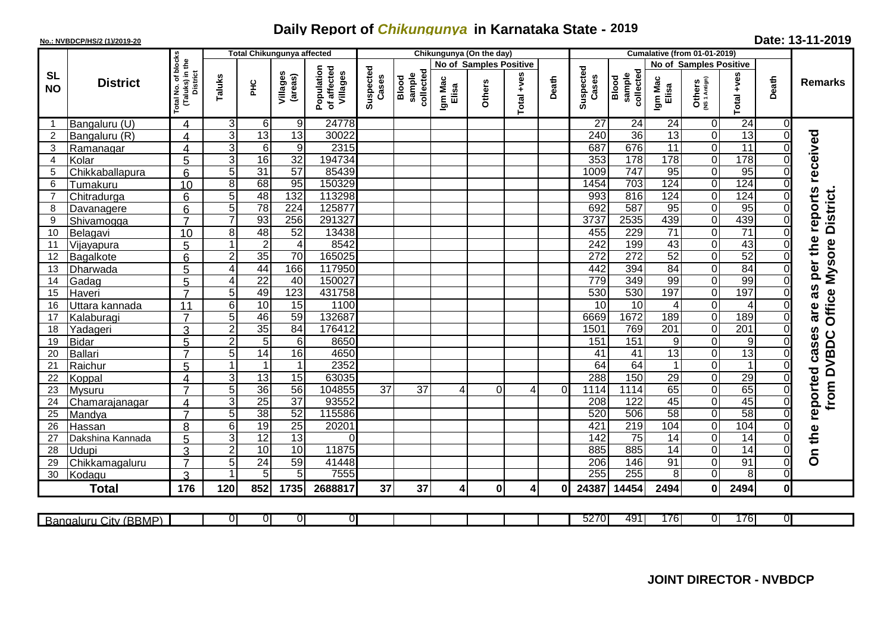# Daily Report of *Chikungunya* in Karnataka State - 2019

**No.: NVBDCP/HS/2 (1)/2019-20**

**Date: 13-11-2019**

| SL NO | District | Total No. of blocks (Taluks) in the District | Total Chikungunya affected | | | | Chikungunya (On the day) | | | | | | | Cumalative (from 01-01-2019) | | | | | | | Remarks |
|---|---|---|---|---|---|---|---|---|---|---|---|---|---|---|---|---|---|---|---|---|---|
| | | | Taluks | PHC | Villages (areas) | Population of affected Villages | Suspected Cases | Blood sample collected | No of Samples Positive | | | Death | Suspected Cases | Blood sample collected | No of Samples Positive | | | Death | |
| | | | | | | | | | Igm Mac Elisa | Others | Total +ves | | | | Igm Mac Elisa | Others (NS 1 Antign) | Total +ves | | |
| 1 | Bangaluru (U) | 4 | 3 | 6 | 9 | 24778 | | | | | | | 27 | 24 | 24 | 0 | 24 | 0 | On the reported cases are as per the reports received from DVBDC Office Mysore District. |
| 2 | Bangaluru (R) | 4 | 3 | 13 | 13 | 30022 | | | | | | | 240 | 36 | 13 | 0 | 13 | 0 | |
| 3 | Ramanagar | 4 | 3 | 6 | 9 | 2315 | | | | | | | 687 | 676 | 11 | 0 | 11 | 0 | |
| 4 | Kolar | 5 | 3 | 16 | 32 | 194734 | | | | | | | 353 | 178 | 178 | 0 | 178 | 0 | |
| 5 | Chikkaballapura | 6 | 5 | 31 | 57 | 85439 | | | | | | | 1009 | 747 | 95 | 0 | 95 | 0 | |
| 6 | Tumakuru | 10 | 8 | 68 | 95 | 150329 | | | | | | | 1454 | 703 | 124 | 0 | 124 | 0 | |
| 7 | Chitradurga | 6 | 5 | 48 | 132 | 113298 | | | | | | | 993 | 816 | 124 | 0 | 124 | 0 | |
| 8 | Davanagere | 6 | 5 | 78 | 224 | 125877 | | | | | | | 692 | 587 | 95 | 0 | 95 | 0 | |
| 9 | Shivamogga | 7 | 7 | 93 | 256 | 291327 | | | | | | | 3737 | 2535 | 439 | 0 | 439 | 0 | |
| 10 | Belagavi | 10 | 8 | 48 | 52 | 13438 | | | | | | | 455 | 229 | 71 | 0 | 71 | 0 | |
| 11 | Vijayapura | 5 | 1 | 2 | 4 | 8542 | | | | | | | 242 | 199 | 43 | 0 | 43 | 0 | |
| 12 | Bagalkote | 6 | 2 | 35 | 70 | 165025 | | | | | | | 272 | 272 | 52 | 0 | 52 | 0 | |
| 13 | Dharwada | 5 | 4 | 44 | 166 | 117950 | | | | | | | 442 | 394 | 84 | 0 | 84 | 0 | |
| 14 | Gadag | 5 | 4 | 22 | 40 | 150027 | | | | | | | 779 | 349 | 99 | 0 | 99 | 0 | |
| 15 | Haveri | 7 | 5 | 49 | 123 | 431758 | | | | | | | 530 | 530 | 197 | 0 | 197 | 0 | |
| 16 | Uttara kannada | 11 | 6 | 10 | 15 | 1100 | | | | | | | 10 | 10 | 4 | 0 | 4 | 0 | |
| 17 | Kalaburagi | 7 | 5 | 46 | 59 | 132687 | | | | | | | 6669 | 1672 | 189 | 0 | 189 | 0 | |
| 18 | Yadageri | 3 | 2 | 35 | 84 | 176412 | | | | | | | 1501 | 769 | 201 | 0 | 201 | 0 | |
| 19 | Bidar | 5 | 2 | 5 | 6 | 8650 | | | | | | | 151 | 151 | 9 | 0 | 9 | 0 | |
| 20 | Ballari | 7 | 5 | 14 | 16 | 4650 | | | | | | | 41 | 41 | 13 | 0 | 13 | 0 | |
| 21 | Raichur | 5 | 1 | 1 | 1 | 2352 | | | | | | | 64 | 64 | 1 | 0 | 1 | 0 | |
| 22 | Koppal | 4 | 3 | 13 | 15 | 63035 | | | | | | | 288 | 150 | 29 | 0 | 29 | 0 | |
| 23 | Mysuru | 7 | 5 | 36 | 56 | 104855 | 37 | 37 | 4 | 0 | 4 | 0 | 1114 | 1114 | 65 | 0 | 65 | 0 | |
| 24 | Chamarajanagar | 4 | 3 | 25 | 37 | 93552 | | | | | | | 208 | 122 | 45 | 0 | 45 | 0 | |
| 25 | Mandya | 7 | 5 | 38 | 52 | 115586 | | | | | | | 520 | 506 | 58 | 0 | 58 | 0 | |
| 26 | Hassan | 8 | 6 | 19 | 25 | 20201 | | | | | | | 421 | 219 | 104 | 0 | 104 | 0 | |
| 27 | Dakshina Kannada | 5 | 3 | 12 | 13 | 0 | | | | | | | 142 | 75 | 14 | 0 | 14 | 0 | |
| 28 | Udupi | 3 | 2 | 10 | 10 | 11875 | | | | | | | 885 | 885 | 14 | 0 | 14 | 0 | |
| 29 | Chikkamagaluru | 7 | 5 | 24 | 59 | 41448 | | | | | | | 206 | 146 | 91 | 0 | 91 | 0 | |
| 30 | Kodagu | 3 | 1 | 5 | 5 | 7555 | | | | | | | 255 | 255 | 8 | 0 | 8 | 0 | |
| | **Total** | **176** | **120** | **852** | **1735** | **2688817** | **37** | **37** | **4** | **0** | **4** | **0** | **24387** | **14454** | **2494** | **0** | **2494** | **0** | |

| | | | | | | | | | | | | | | | | | | |
|---|---|---|---|---|---|---|---|---|---|---|---|---|---|---|---|---|---|---|
| Bangaluru City (BBMP) | | 0 | 0 | 0 | 0 | | | | | | | 5270 | 491 | 176 | 0 | 176 | 0 | |

**JOINT DIRECTOR - NVBDCP**